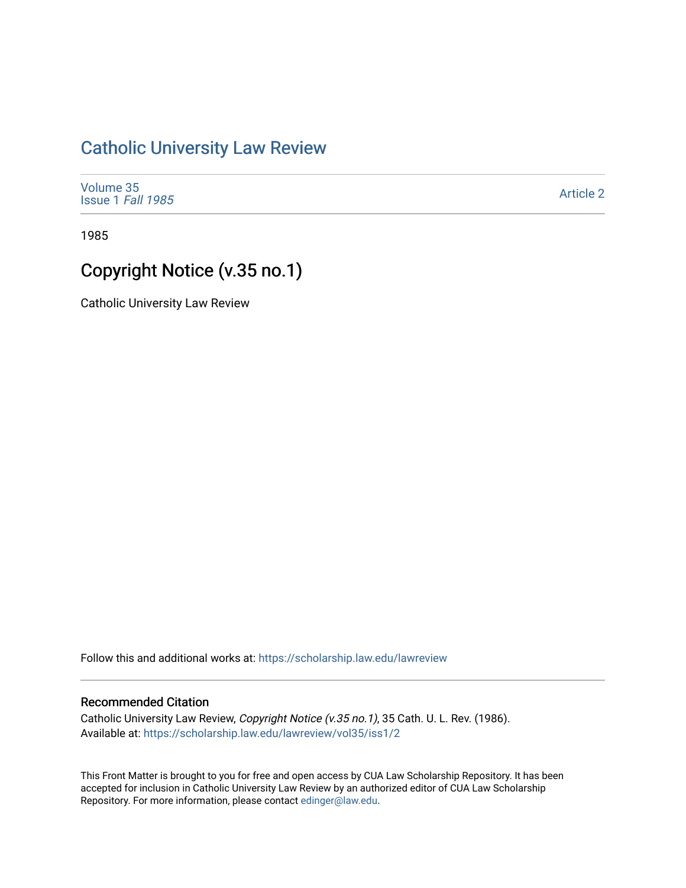# Catholic University Law Review

Volume 35
Issue 1 *Fall 1985*

Article 2

1985

## Copyright Notice (v.35 no.1)

Catholic University Law Review

Follow this and additional works at: https://scholarship.law.edu/lawreview

### Recommended Citation

Catholic University Law Review, *Copyright Notice (v.35 no.1)*, 35 Cath. U. L. Rev. (1986).
Available at: https://scholarship.law.edu/lawreview/vol35/iss1/2

This Front Matter is brought to you for free and open access by CUA Law Scholarship Repository. It has been accepted for inclusion in Catholic University Law Review by an authorized editor of CUA Law Scholarship Repository. For more information, please contact edinger@law.edu.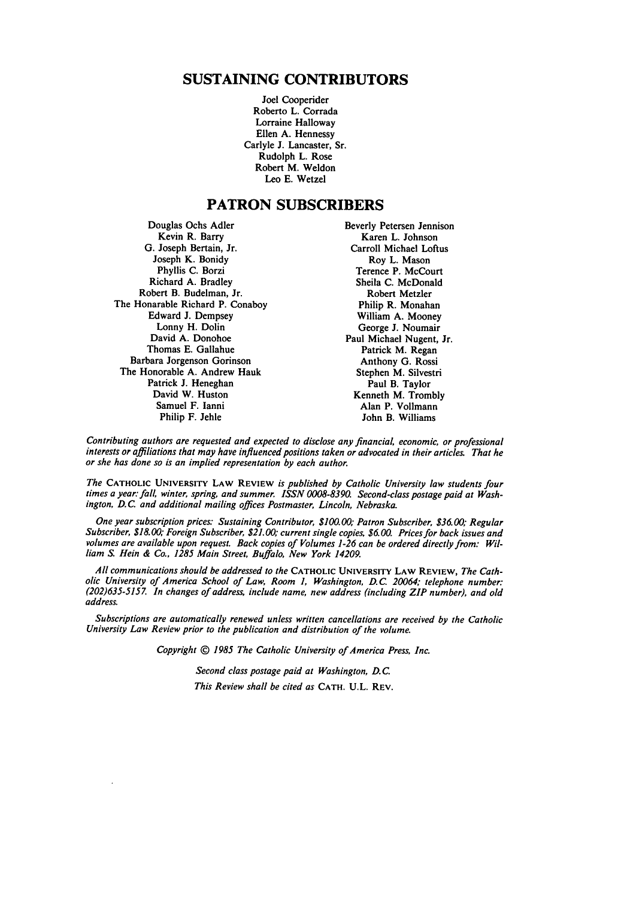## SUSTAINING CONTRIBUTORS

Joel Cooperider
Roberto L. Corrada
Lorraine Halloway
Ellen A. Hennessy
Carlyle J. Lancaster, Sr.
Rudolph L. Rose
Robert M. Weldon
Leo E. Wetzel

## PATRON SUBSCRIBERS

Douglas Ochs Adler
Kevin R. Barry
G. Joseph Bertain, Jr.
Joseph K. Bonidy
Phyllis C. Borzi
Richard A. Bradley
Robert B. Budelman, Jr.
The Honarable Richard P. Conaboy
Edward J. Dempsey
Lonny H. Dolin
David A. Donohoe
Thomas E. Gallahue
Barbara Jorgenson Gorinson
The Honorable A. Andrew Hauk
Patrick J. Heneghan
David W. Huston
Samuel F. Ianni
Philip F. Jehle
Beverly Petersen Jennison
Karen L. Johnson
Carroll Michael Loftus
Roy L. Mason
Terence P. McCourt
Sheila C. McDonald
Robert Metzler
Philip R. Monahan
William A. Mooney
George J. Noumair
Paul Michael Nugent, Jr.
Patrick M. Regan
Anthony G. Rossi
Stephen M. Silvestri
Paul B. Taylor
Kenneth M. Trombly
Alan P. Vollmann
John B. Williams

*Contributing authors are requested and expected to disclose any financial, economic, or professional interests or affiliations that may have influenced positions taken or advocated in their articles. That he or she has done so is an implied representation by each author.*

*The* CATHOLIC UNIVERSITY LAW REVIEW *is published by Catholic University law students four times a year: fall, winter, spring, and summer. ISSN 0008-8390. Second-class postage paid at Washington, D.C. and additional mailing offices Postmaster, Lincoln, Nebraska.*

*One year subscription prices: Sustaining Contributor, $100.00; Patron Subscriber, $36.00; Regular Subscriber, $18.00; Foreign Subscriber, $21.00; current single copies, $6.00. Prices for back issues and volumes are available upon request. Back copies of Volumes 1-26 can be ordered directly from: William S. Hein & Co., 1285 Main Street, Buffalo, New York 14209.*

*All communications should be addressed to the* CATHOLIC UNIVERSITY LAW REVIEW, *The Catholic University of America School of Law, Room 1, Washington, D.C. 20064; telephone number: (202)635-5157. In changes of address, include name, new address (including ZIP number), and old address.*

*Subscriptions are automatically renewed unless written cancellations are received by the Catholic University Law Review prior to the publication and distribution of the volume.*

*Copyright © 1985 The Catholic University of America Press, Inc.*

*Second class postage paid at Washington, D.C.*

*This Review shall be cited as* CATH. U.L. REV.